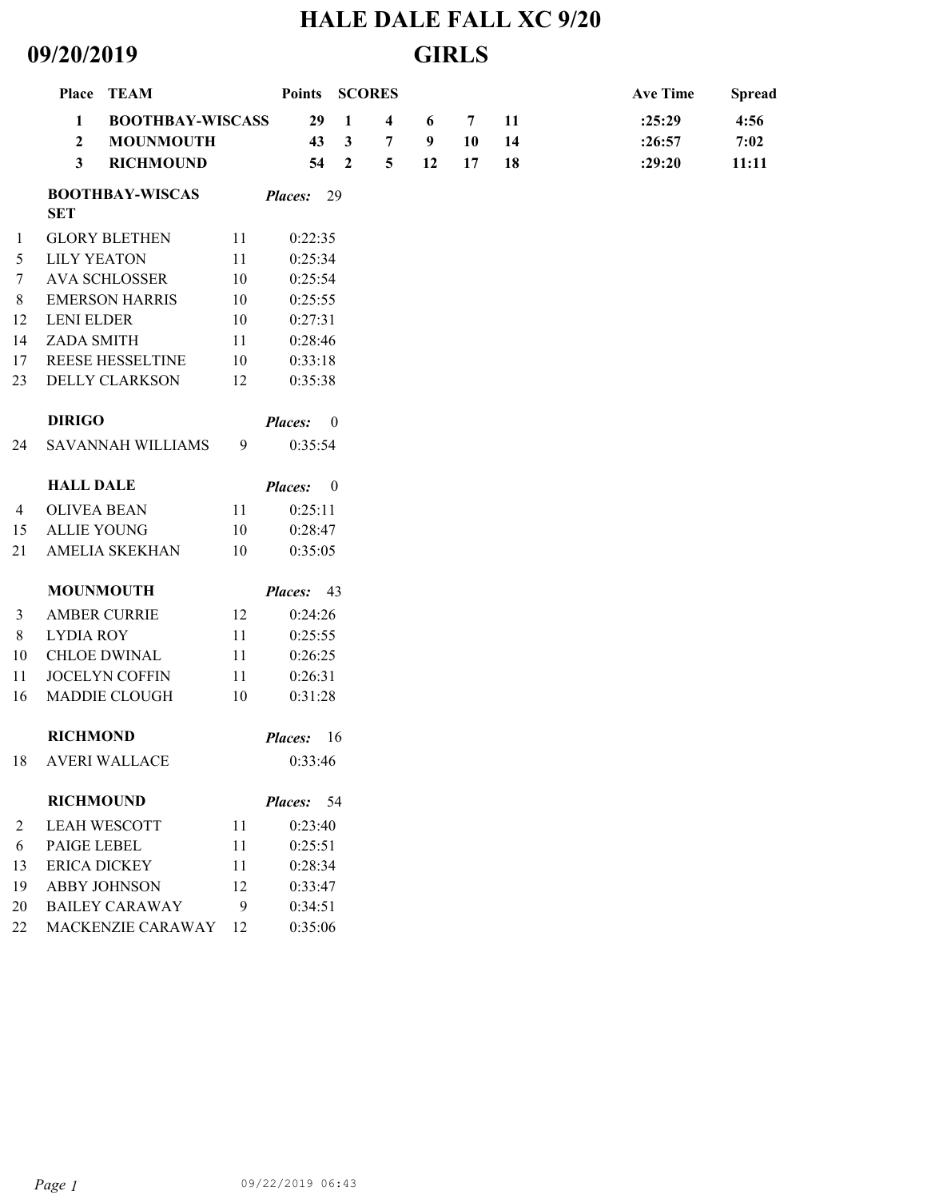# HALE DALE FALL XC 9/20

## 09/20/2019 GIRLS

| Place | TEAM | Points | SCORES | | | | | Ave Time | Spread |
|---|---|---|---|---|---|---|---|---|---|
| 1 | BOOTHBAY-WISCASS | 29 | 1 | 4 | 6 | 7 | 11 | :25:29 | 4:56 |
| 2 | MOUNMOUTH | 43 | 3 | 7 | 9 | 10 | 14 | :26:57 | 7:02 |
| 3 | RICHMOUND | 54 | 2 | 5 | 12 | 17 | 18 | :29:20 | 11:11 |

**BOOTHBAY-WISCASSET** *Places:* 29

| Place | Name | Grade | Time |
|---|---|---|---|
| 1 | GLORY BLETHEN | 11 | 0:22:35 |
| 5 | LILY YEATON | 11 | 0:25:34 |
| 7 | AVA SCHLOSSER | 10 | 0:25:54 |
| 8 | EMERSON HARRIS | 10 | 0:25:55 |
| 12 | LENI ELDER | 10 | 0:27:31 |
| 14 | ZADA SMITH | 11 | 0:28:46 |
| 17 | REESE HESSELTINE | 10 | 0:33:18 |
| 23 | DELLY CLARKSON | 12 | 0:35:38 |

**DIRIGO** *Places:* 0

| Place | Name | Grade | Time |
|---|---|---|---|
| 24 | SAVANNAH WILLIAMS | 9 | 0:35:54 |

**HALL DALE** *Places:* 0

| Place | Name | Grade | Time |
|---|---|---|---|
| 4 | OLIVEA BEAN | 11 | 0:25:11 |
| 15 | ALLIE YOUNG | 10 | 0:28:47 |
| 21 | AMELIA SKEKHAN | 10 | 0:35:05 |

**MOUNMOUTH** *Places:* 43

| Place | Name | Grade | Time |
|---|---|---|---|
| 3 | AMBER CURRIE | 12 | 0:24:26 |
| 8 | LYDIA ROY | 11 | 0:25:55 |
| 10 | CHLOE DWINAL | 11 | 0:26:25 |
| 11 | JOCELYN COFFIN | 11 | 0:26:31 |
| 16 | MADDIE CLOUGH | 10 | 0:31:28 |

**RICHMOND** *Places:* 16

| Place | Name | Grade | Time |
|---|---|---|---|
| 18 | AVERI WALLACE | | 0:33:46 |

**RICHMOUND** *Places:* 54

| Place | Name | Grade | Time |
|---|---|---|---|
| 2 | LEAH WESCOTT | 11 | 0:23:40 |
| 6 | PAIGE LEBEL | 11 | 0:25:51 |
| 13 | ERICA DICKEY | 11 | 0:28:34 |
| 19 | ABBY JOHNSON | 12 | 0:33:47 |
| 20 | BAILEY CARAWAY | 9 | 0:34:51 |
| 22 | MACKENZIE CARAWAY | 12 | 0:35:06 |

09/22/2019 06:43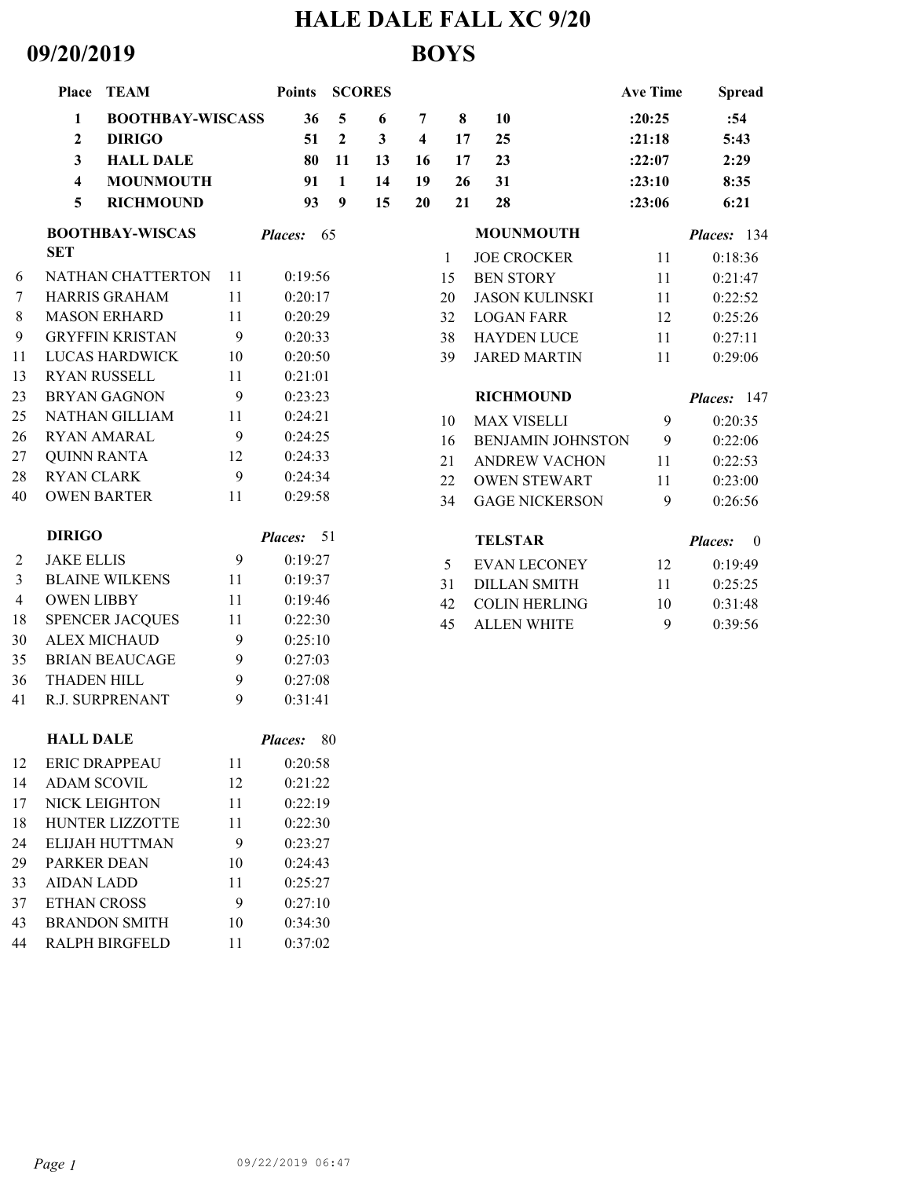# HALE DALE FALL XC 9/20

## 09/20/2019 BOYS

| Place | TEAM | Points | SCORES | | | | | Ave Time | Spread |
|---|---|---|---|---|---|---|---|---|---|
| 1 | BOOTHBAY-WISCASS | 36 | 5 | 6 | 7 | 8 | 10 | :20:25 | :54 |
| 2 | DIRIGO | 51 | 2 | 3 | 4 | 17 | 25 | :21:18 | 5:43 |
| 3 | HALL DALE | 80 | 11 | 13 | 16 | 17 | 23 | :22:07 | 2:29 |
| 4 | MOUNMOUTH | 91 | 1 | 14 | 19 | 26 | 31 | :23:10 | 8:35 |
| 5 | RICHMOUND | 93 | 9 | 15 | 20 | 21 | 28 | :23:06 | 6:21 |

### BOOTHBAY-WISCASSET — *Places:* 65

| | | | |
|---|---|---|---|
| 6 | NATHAN CHATTERTON | 11 | 0:19:56 |
| 7 | HARRIS GRAHAM | 11 | 0:20:17 |
| 8 | MASON ERHARD | 11 | 0:20:29 |
| 9 | GRYFFIN KRISTAN | 9 | 0:20:33 |
| 11 | LUCAS HARDWICK | 10 | 0:20:50 |
| 13 | RYAN RUSSELL | 11 | 0:21:01 |
| 23 | BRYAN GAGNON | 9 | 0:23:23 |
| 25 | NATHAN GILLIAM | 11 | 0:24:21 |
| 26 | RYAN AMARAL | 9 | 0:24:25 |
| 27 | QUINN RANTA | 12 | 0:24:33 |
| 28 | RYAN CLARK | 9 | 0:24:34 |
| 40 | OWEN BARTER | 11 | 0:29:58 |

### DIRIGO — *Places:* 51

| | | | |
|---|---|---|---|
| 2 | JAKE ELLIS | 9 | 0:19:27 |
| 3 | BLAINE WILKENS | 11 | 0:19:37 |
| 4 | OWEN LIBBY | 11 | 0:19:46 |
| 18 | SPENCER JACQUES | 11 | 0:22:30 |
| 30 | ALEX MICHAUD | 9 | 0:25:10 |
| 35 | BRIAN BEAUCAGE | 9 | 0:27:03 |
| 36 | THADEN HILL | 9 | 0:27:08 |
| 41 | R.J. SURPRENANT | 9 | 0:31:41 |

### HALL DALE — *Places:* 80

| | | | |
|---|---|---|---|
| 12 | ERIC DRAPPEAU | 11 | 0:20:58 |
| 14 | ADAM SCOVIL | 12 | 0:21:22 |
| 17 | NICK LEIGHTON | 11 | 0:22:19 |
| 18 | HUNTER LIZZOTTE | 11 | 0:22:30 |
| 24 | ELIJAH HUTTMAN | 9 | 0:23:27 |
| 29 | PARKER DEAN | 10 | 0:24:43 |
| 33 | AIDAN LADD | 11 | 0:25:27 |
| 37 | ETHAN CROSS | 9 | 0:27:10 |
| 43 | BRANDON SMITH | 10 | 0:34:30 |
| 44 | RALPH BIRGFELD | 11 | 0:37:02 |

### MOUNMOUTH — *Places:* 134

| | | | |
|---|---|---|---|
| 1 | JOE CROCKER | 11 | 0:18:36 |
| 15 | BEN STORY | 11 | 0:21:47 |
| 20 | JASON KULINSKI | 11 | 0:22:52 |
| 32 | LOGAN FARR | 12 | 0:25:26 |
| 38 | HAYDEN LUCE | 11 | 0:27:11 |
| 39 | JARED MARTIN | 11 | 0:29:06 |

### RICHMOUND — *Places:* 147

| | | | |
|---|---|---|---|
| 10 | MAX VISELLI | 9 | 0:20:35 |
| 16 | BENJAMIN JOHNSTON | 9 | 0:22:06 |
| 21 | ANDREW VACHON | 11 | 0:22:53 |
| 22 | OWEN STEWART | 11 | 0:23:00 |
| 34 | GAGE NICKERSON | 9 | 0:26:56 |

### TELSTAR — *Places:* 0

| | | | |
|---|---|---|---|
| 5 | EVAN LECONEY | 12 | 0:19:49 |
| 31 | DILLAN SMITH | 11 | 0:25:25 |
| 42 | COLIN HERLING | 10 | 0:31:48 |
| 45 | ALLEN WHITE | 9 | 0:39:56 |

09/22/2019 06:47